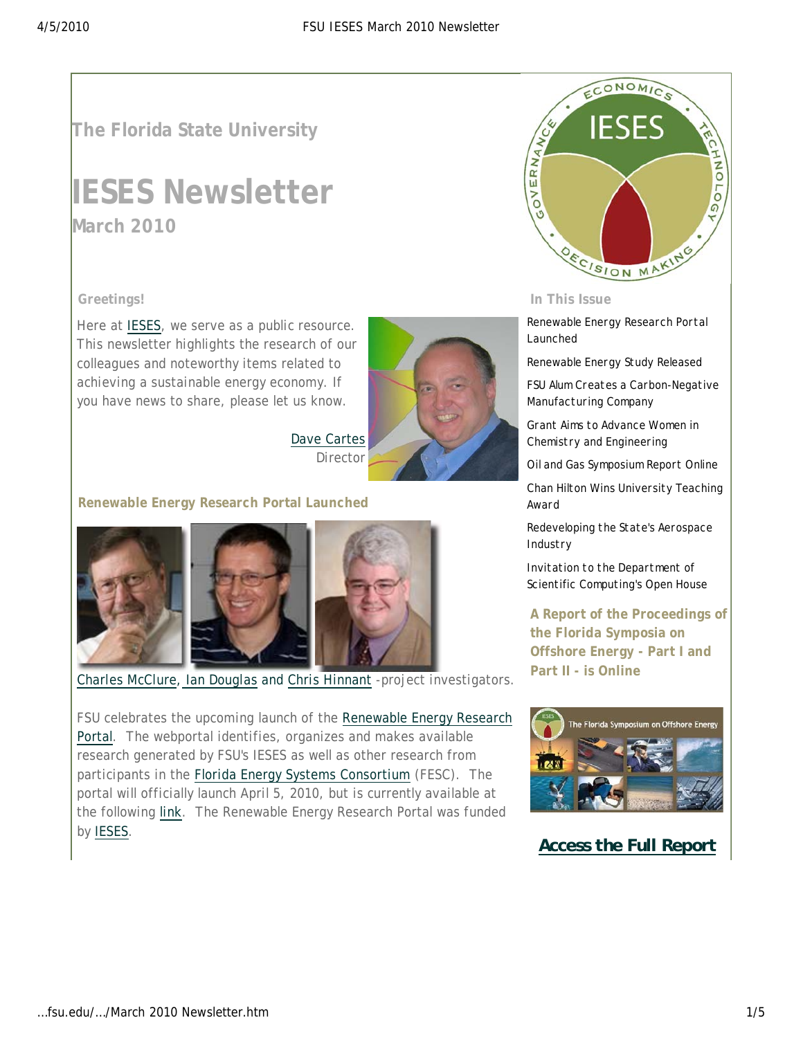The Florida State University

# IESES Newsletter

### March 2010

**Greetings!**

Here at IESES, we serve as a public resource. This newsletter highlights the research of our colleagues and noteworthy items related to achieving a sustainable energy economy. If you have news to share, please let us know.

Dave Cartes
Director

**In This Issue**

- Renewable Energy Research Portal Launched
- Renewable Energy Study Released
- FSU Alum Creates a Carbon-Negative Manufacturing Company
- Grant Aims to Advance Women in Chemistry and Engineering
- Oil and Gas Symposium Report Online
- Chan Hilton Wins University Teaching Award
- Redeveloping the State's Aerospace Industry
- Invitation to the Department of Scientific Computing's Open House

**A Report of the Proceedings of the Florida Symposia on Offshore Energy - Part I and Part II - is Online**

**Access the Full Report**

## Renewable Energy Research Portal Launched

Charles McClure, Ian Douglas and Chris Hinnant -project investigators.

FSU celebrates the upcoming launch of the Renewable Energy Research Portal. The webportal identifies, organizes and makes available research generated by FSU's IESES as well as other research from participants in the Florida Energy Systems Consortium (FESC). The portal will officially launch April 5, 2010, but is currently available at the following link. The Renewable Energy Research Portal was funded by IESES.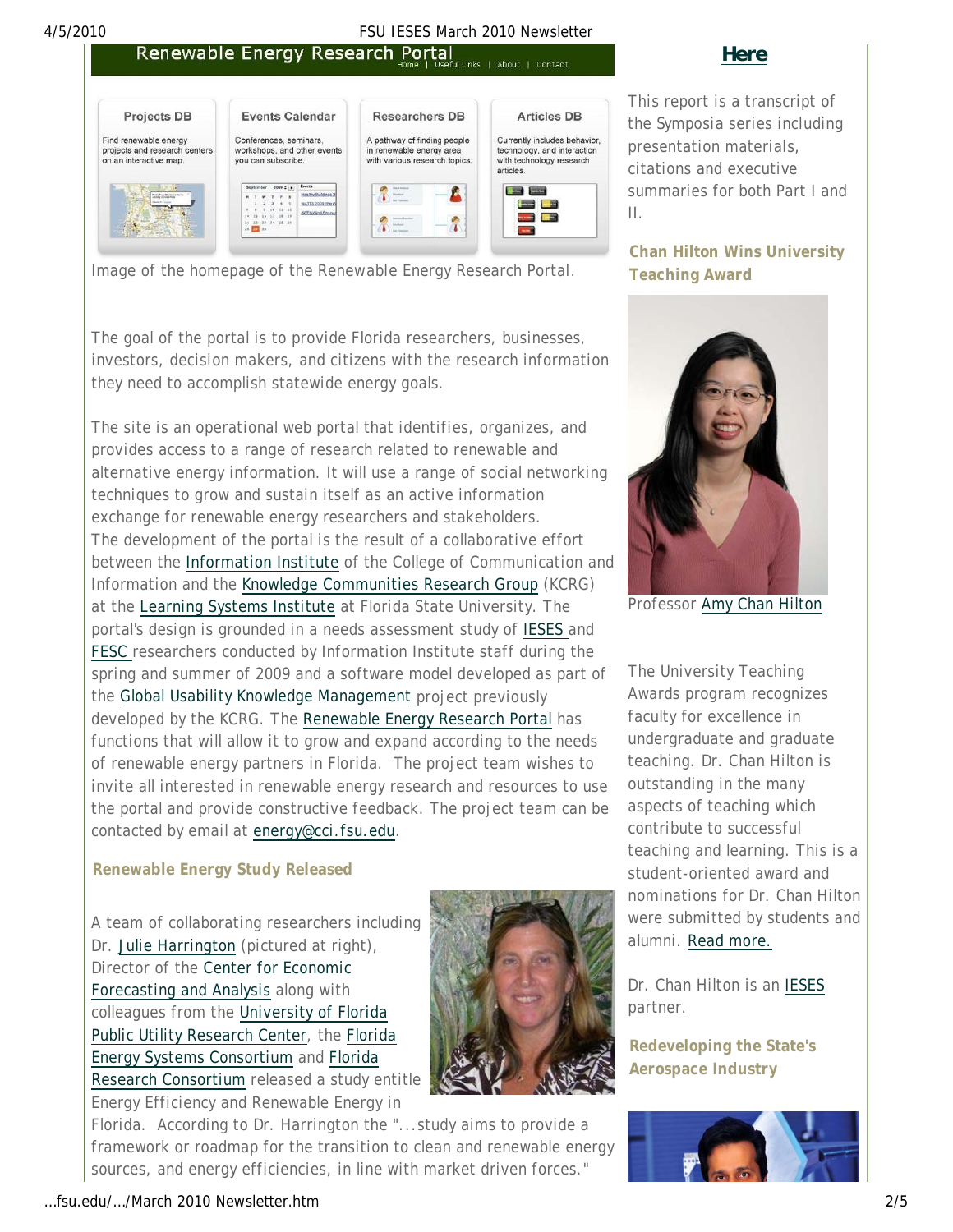Image of the homepage of the Renewable Energy Research Portal.

The goal of the portal is to provide Florida researchers, businesses, investors, decision makers, and citizens with the research information they need to accomplish statewide energy goals.

The site is an operational web portal that identifies, organizes, and provides access to a range of research related to renewable and alternative energy information. It will use a range of social networking techniques to grow and sustain itself as an active information exchange for renewable energy researchers and stakeholders. The development of the portal is the result of a collaborative effort between the Information Institute of the College of Communication and Information and the Knowledge Communities Research Group (KCRG) at the Learning Systems Institute at Florida State University. The portal's design is grounded in a needs assessment study of IESES and FESC researchers conducted by Information Institute staff during the spring and summer of 2009 and a software model developed as part of the Global Usability Knowledge Management project previously developed by the KCRG. The Renewable Energy Research Portal has functions that will allow it to grow and expand according to the needs of renewable energy partners in Florida. The project team wishes to invite all interested in renewable energy research and resources to use the portal and provide constructive feedback. The project team can be contacted by email at energy@cci.fsu.edu.

**Renewable Energy Study Released**

A team of collaborating researchers including Dr. Julie Harrington (pictured at right), Director of the Center for Economic Forecasting and Analysis along with colleagues from the University of Florida Public Utility Research Center, the Florida Energy Systems Consortium and Florida Research Consortium released a study entitle Energy Efficiency and Renewable Energy in Florida. According to Dr. Harrington the "...study aims to provide a framework or roadmap for the transition to clean and renewable energy sources, and energy efficiencies, in line with market driven forces."

**Here**

This report is a transcript of the Symposia series including presentation materials, citations and executive summaries for both Part I and II.

**Chan Hilton Wins University Teaching Award**

Professor Amy Chan Hilton

The University Teaching Awards program recognizes faculty for excellence in undergraduate and graduate teaching. Dr. Chan Hilton is outstanding in the many aspects of teaching which contribute to successful teaching and learning. This is a student-oriented award and nominations for Dr. Chan Hilton were submitted by students and alumni. Read more.

Dr. Chan Hilton is an IESES partner.

**Redeveloping the State's Aerospace Industry**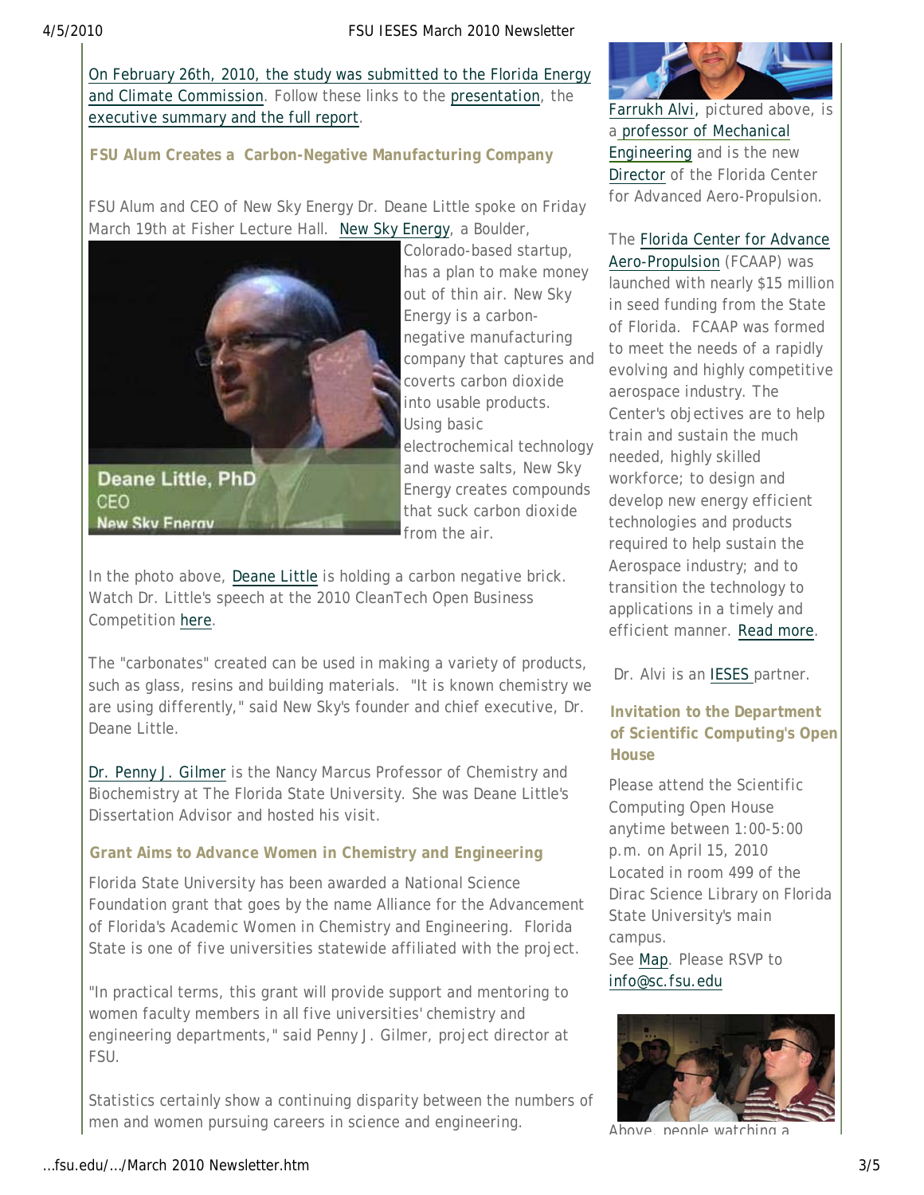On February 26th, 2010, the study was submitted to the Florida Energy and Climate Commission. Follow these links to the presentation, the executive summary and the full report.

### FSU Alum Creates a Carbon-Negative Manufacturing Company

FSU Alum and CEO of New Sky Energy Dr. Deane Little spoke on Friday March 19th at Fisher Lecture Hall. New Sky Energy, a Boulder, Colorado-based startup, has a plan to make money out of thin air. New Sky Energy is a carbon-negative manufacturing company that captures and coverts carbon dioxide into usable products. Using basic electrochemical technology and waste salts, New Sky Energy creates compounds that suck carbon dioxide from the air.

In the photo above, Deane Little is holding a carbon negative brick. Watch Dr. Little's speech at the 2010 CleanTech Open Business Competition here.

The "carbonates" created can be used in making a variety of products, such as glass, resins and building materials. "It is known chemistry we are using differently," said New Sky's founder and chief executive, Dr. Deane Little.

Dr. Penny J. Gilmer is the Nancy Marcus Professor of Chemistry and Biochemistry at The Florida State University. She was Deane Little's Dissertation Advisor and hosted his visit.

### Grant Aims to Advance Women in Chemistry and Engineering

Florida State University has been awarded a National Science Foundation grant that goes by the name Alliance for the Advancement of Florida's Academic Women in Chemistry and Engineering. Florida State is one of five universities statewide affiliated with the project.

"In practical terms, this grant will provide support and mentoring to women faculty members in all five universities' chemistry and engineering departments," said Penny J. Gilmer, project director at FSU.

Statistics certainly show a continuing disparity between the numbers of men and women pursuing careers in science and engineering.

Farrukh Alvi, pictured above, is a professor of Mechanical Engineering and is the new Director of the Florida Center for Advanced Aero-Propulsion.

The Florida Center for Advance Aero-Propulsion (FCAAP) was launched with nearly $15 million in seed funding from the State of Florida. FCAAP was formed to meet the needs of a rapidly evolving and highly competitive aerospace industry. The Center's objectives are to help train and sustain the much needed, highly skilled workforce; to design and develop new energy efficient technologies and products required to help sustain the Aerospace industry; and to transition the technology to applications in a timely and efficient manner. Read more.

Dr. Alvi is an IESES partner.

### Invitation to the Department of Scientific Computing's Open House

Please attend the Scientific Computing Open House anytime between 1:00-5:00 p.m. on April 15, 2010 Located in room 499 of the Dirac Science Library on Florida State University's main campus.
See Map. Please RSVP to info@sc.fsu.edu

Above, people watching a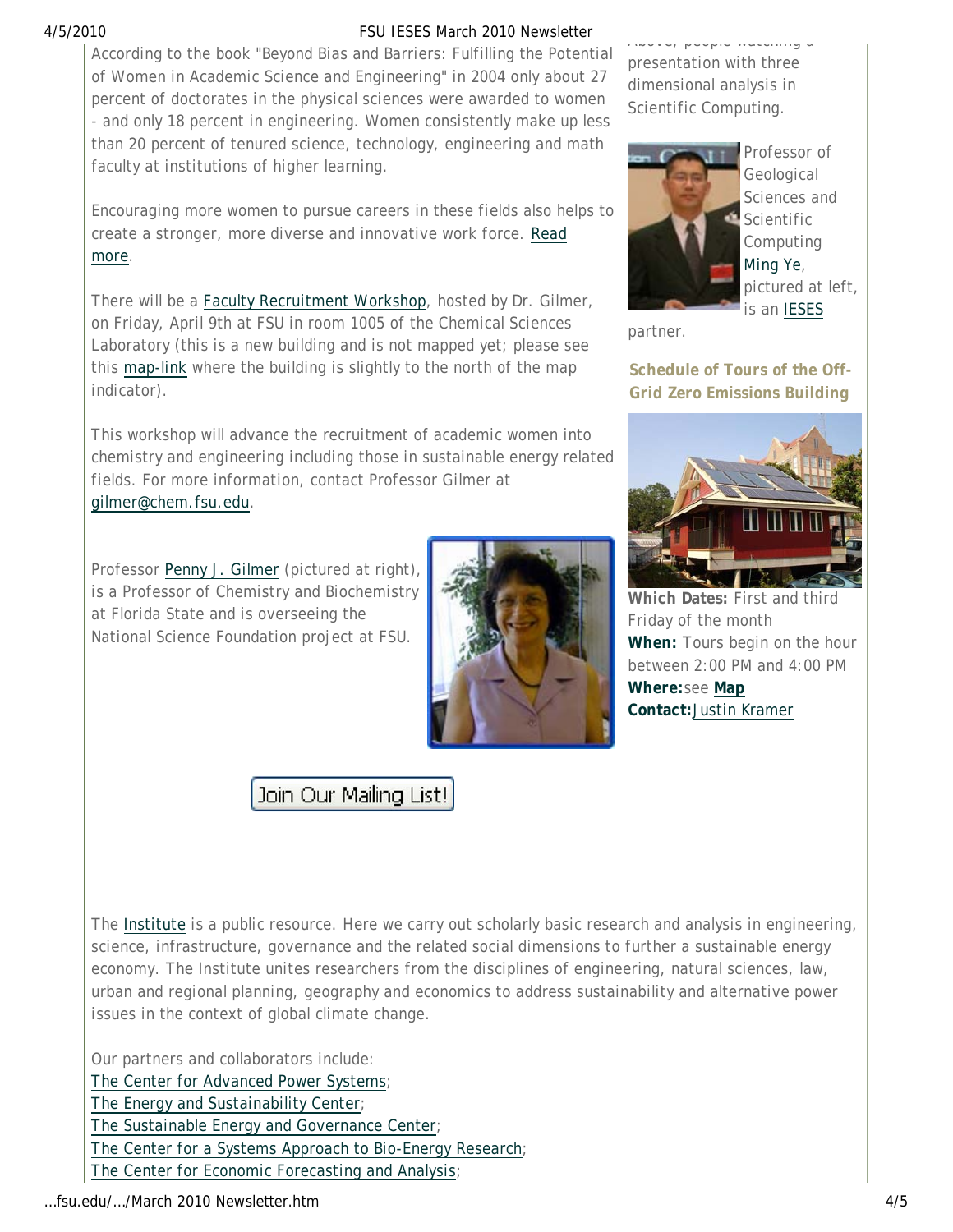According to the book "Beyond Bias and Barriers: Fulfilling the Potential of Women in Academic Science and Engineering" in 2004 only about 27 percent of doctorates in the physical sciences were awarded to women - and only 18 percent in engineering. Women consistently make up less than 20 percent of tenured science, technology, engineering and math faculty at institutions of higher learning.

Encouraging more women to pursue careers in these fields also helps to create a stronger, more diverse and innovative work force. Read more.

There will be a Faculty Recruitment Workshop, hosted by Dr. Gilmer, on Friday, April 9th at FSU in room 1005 of the Chemical Sciences Laboratory (this is a new building and is not mapped yet; please see this map-link where the building is slightly to the north of the map indicator).

This workshop will advance the recruitment of academic women into chemistry and engineering including those in sustainable energy related fields. For more information, contact Professor Gilmer at gilmer@chem.fsu.edu.

Professor Penny J. Gilmer (pictured at right), is a Professor of Chemistry and Biochemistry at Florida State and is overseeing the National Science Foundation project at FSU.

Join Our Mailing List!

Above, people watching a presentation with three dimensional analysis in Scientific Computing.

Professor of Geological Sciences and Scientific Computing Ming Ye, pictured at left, is an IESES partner.

**Schedule of Tours of the Off-Grid Zero Emissions Building**

**Which Dates:** First and third Friday of the month
**When:** Tours begin on the hour between 2:00 PM and 4:00 PM
**Where:** see **Map**
**Contact:** Justin Kramer

The Institute is a public resource. Here we carry out scholarly basic research and analysis in engineering, science, infrastructure, governance and the related social dimensions to further a sustainable energy economy. The Institute unites researchers from the disciplines of engineering, natural sciences, law, urban and regional planning, geography and economics to address sustainability and alternative power issues in the context of global climate change.

Our partners and collaborators include:
The Center for Advanced Power Systems;
The Energy and Sustainability Center;
The Sustainable Energy and Governance Center;
The Center for a Systems Approach to Bio-Energy Research;
The Center for Economic Forecasting and Analysis;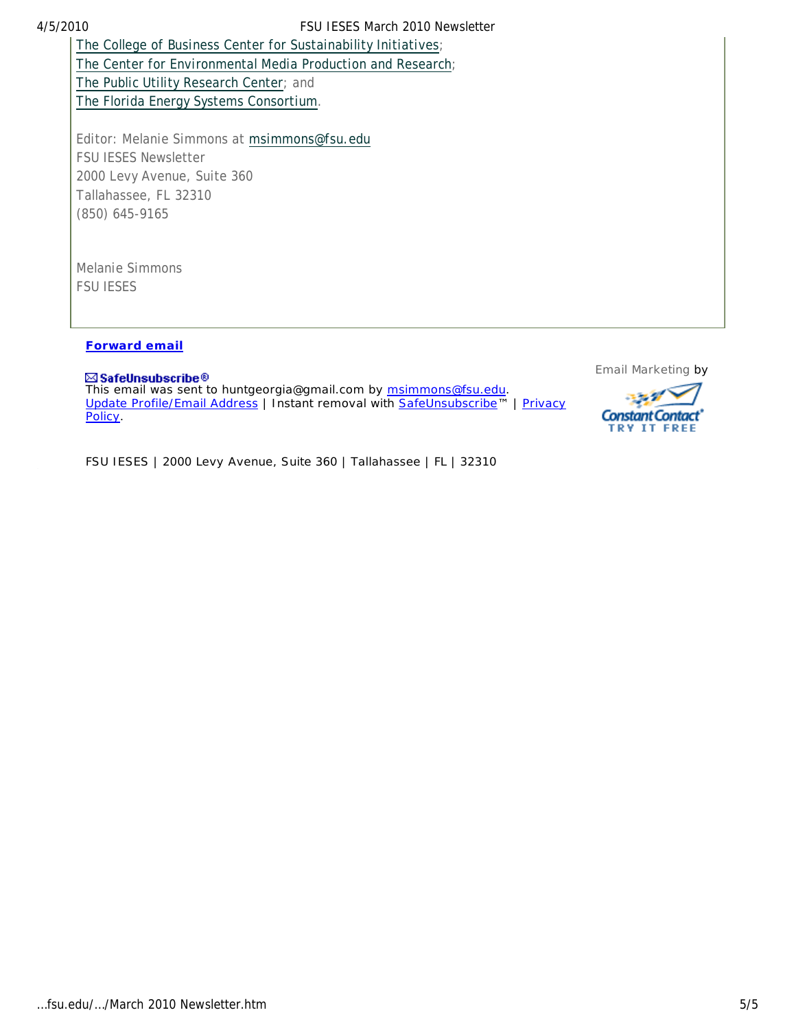The College of Business Center for Sustainability Initiatives;
The Center for Environmental Media Production and Research;
The Public Utility Research Center; and
The Florida Energy Systems Consortium.

Editor: Melanie Simmons at msimmons@fsu.edu
FSU IESES Newsletter
2000 Levy Avenue, Suite 360
Tallahassee, FL 32310
(850) 645-9165

Melanie Simmons
FSU IESES

**Forward email**

SafeUnsubscribe®
This email was sent to huntgeorgia@gmail.com by msimmons@fsu.edu.
Update Profile/Email Address | Instant removal with SafeUnsubscribe™ | Privacy Policy.

Email Marketing by
Constant Contact
TRY IT FREE

FSU IESES | 2000 Levy Avenue, Suite 360 | Tallahassee | FL | 32310